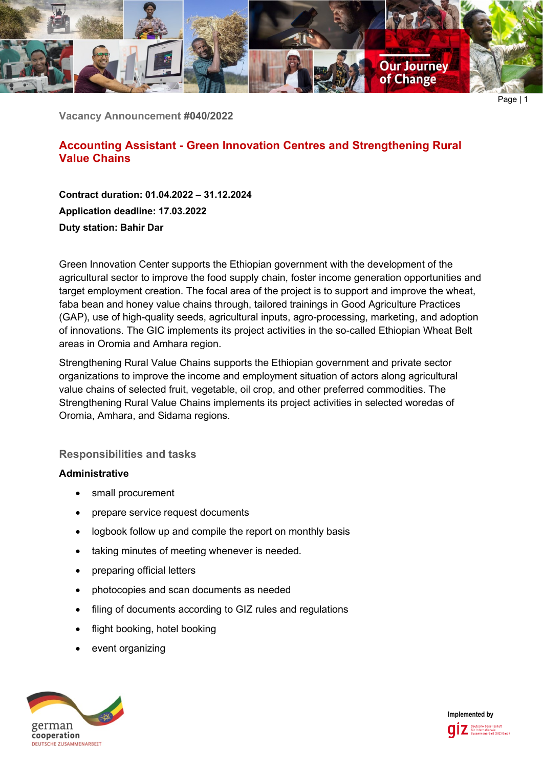Vacancy Announcement #040/2022

# Accounting Assistant - Green Innovation Centres and Strengthening Rural Value Chains

**Contract duration: 01.04.2022 – 31.12.2024**

**Application deadline: 17.03.2022**

**Duty station: Bahir Dar**

Green Innovation Center supports the Ethiopian government with the development of the agricultural sector to improve the food supply chain, foster income generation opportunities and target employment creation. The focal area of the project is to support and improve the wheat, faba bean and honey value chains through, tailored trainings in Good Agriculture Practices (GAP), use of high-quality seeds, agricultural inputs, agro-processing, marketing, and adoption of innovations. The GIC implements its project activities in the so-called Ethiopian Wheat Belt areas in Oromia and Amhara region.

Strengthening Rural Value Chains supports the Ethiopian government and private sector organizations to improve the income and employment situation of actors along agricultural value chains of selected fruit, vegetable, oil crop, and other preferred commodities. The Strengthening Rural Value Chains implements its project activities in selected woredas of Oromia, Amhara, and Sidama regions.

## Responsibilities and tasks

**Administrative**

- small procurement
- prepare service request documents
- logbook follow up and compile the report on monthly basis
- taking minutes of meeting whenever is needed.
- preparing official letters
- photocopies and scan documents as needed
- filing of documents according to GIZ rules and regulations
- flight booking, hotel booking
- event organizing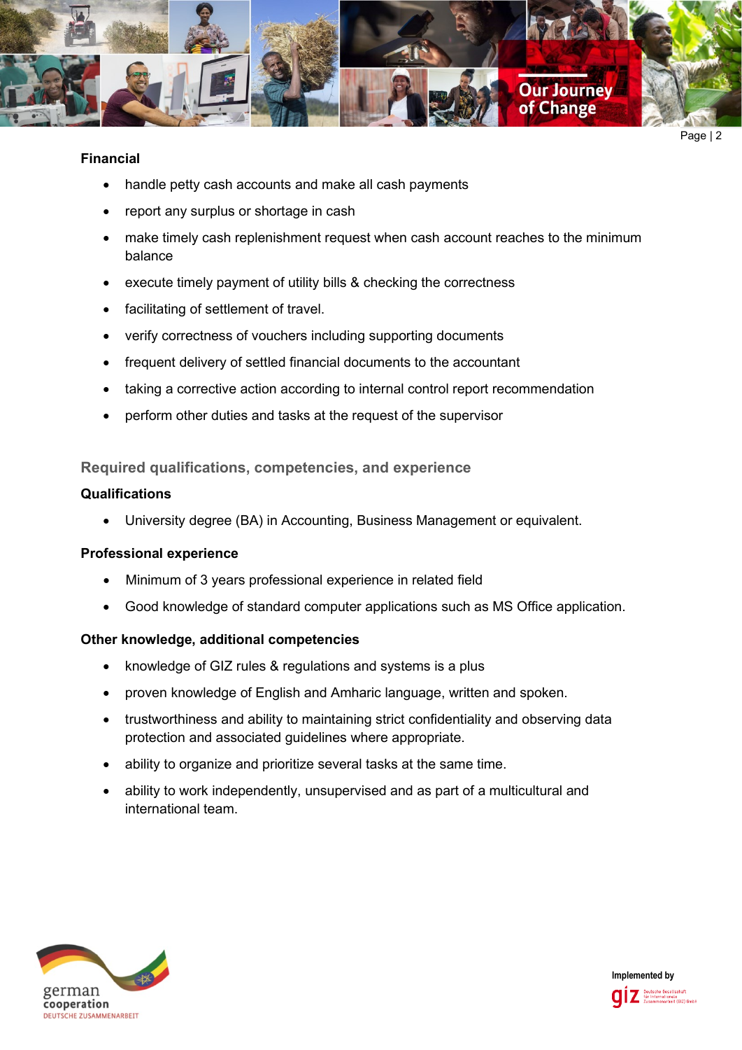**Financial**

- handle petty cash accounts and make all cash payments
- report any surplus or shortage in cash
- make timely cash replenishment request when cash account reaches to the minimum balance
- execute timely payment of utility bills & checking the correctness
- facilitating of settlement of travel.
- verify correctness of vouchers including supporting documents
- frequent delivery of settled financial documents to the accountant
- taking a corrective action according to internal control report recommendation
- perform other duties and tasks at the request of the supervisor

## Required qualifications, competencies, and experience

**Qualifications**

- University degree (BA) in Accounting, Business Management or equivalent.

**Professional experience**

- Minimum of 3 years professional experience in related field
- Good knowledge of standard computer applications such as MS Office application.

**Other knowledge, additional competencies**

- knowledge of GIZ rules & regulations and systems is a plus
- proven knowledge of English and Amharic language, written and spoken.
- trustworthiness and ability to maintaining strict confidentiality and observing data protection and associated guidelines where appropriate.
- ability to organize and prioritize several tasks at the same time.
- ability to work independently, unsupervised and as part of a multicultural and international team.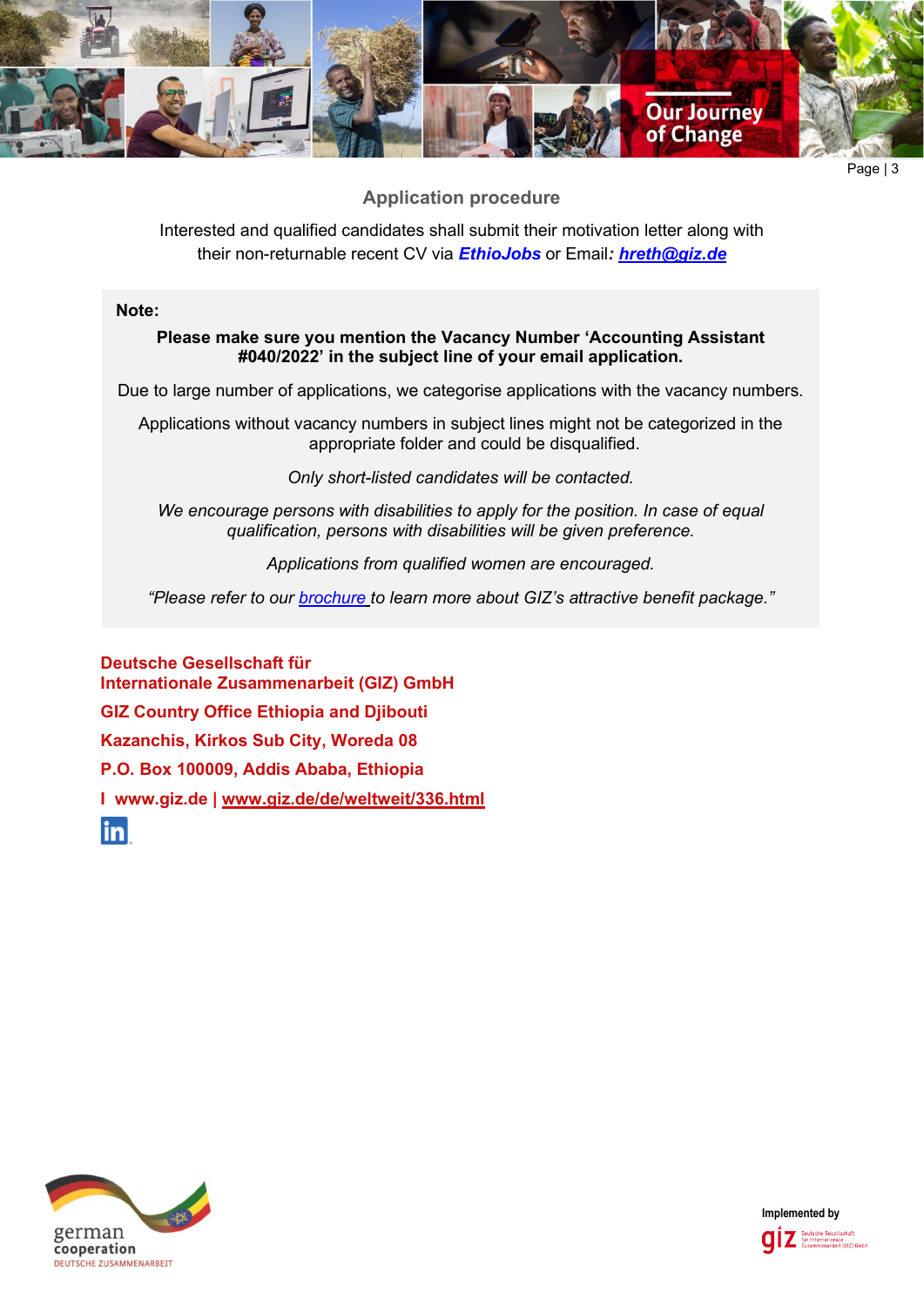## Application procedure

Interested and qualified candidates shall submit their motivation letter along with their non-returnable recent CV via ***EthioJobs*** or Email***: hreth@giz.de***

**Note:**

**Please make sure you mention the Vacancy Number 'Accounting Assistant #040/2022' in the subject line of your email application.**

Due to large number of applications, we categorise applications with the vacancy numbers.

Applications without vacancy numbers in subject lines might not be categorized in the appropriate folder and could be disqualified.

*Only short-listed candidates will be contacted.*

*We encourage persons with disabilities to apply for the position. In case of equal qualification, persons with disabilities will be given preference.*

*Applications from qualified women are encouraged.*

*"Please refer to our brochure to learn more about GIZ's attractive benefit package."*

**Deutsche Gesellschaft für Internationale Zusammenarbeit (GIZ) GmbH**

**GIZ Country Office Ethiopia and Djibouti**

**Kazanchis, Kirkos Sub City, Woreda 08**

**P.O. Box 100009, Addis Ababa, Ethiopia**

**I www.giz.de | www.giz.de/de/weltweit/336.html**

german cooperation
DEUTSCHE ZUSAMMENARBEIT

Implemented by
giz Deutsche Gesellschaft für Internationale Zusammenarbeit (GIZ) GmbH